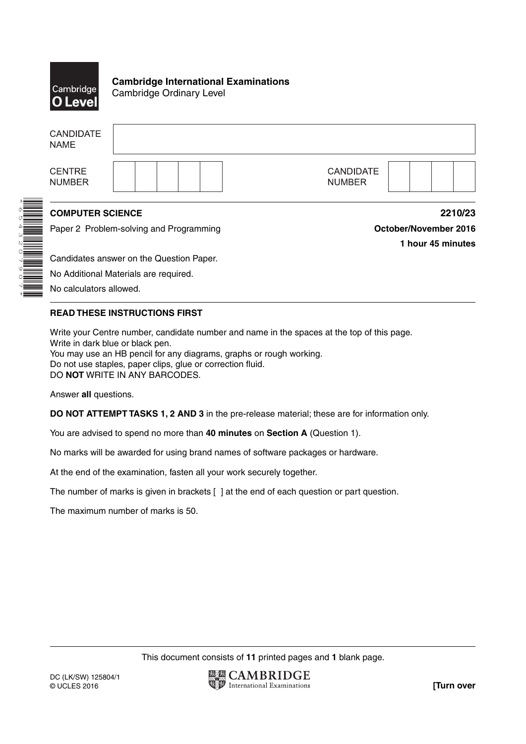**Cambridge International Examinations**
Cambridge Ordinary Level

| | |
|---|---|
| CANDIDATE NAME | |
| CENTRE NUMBER | |
| CANDIDATE NUMBER | |

**COMPUTER SCIENCE** **2210/23**

Paper 2 Problem-solving and Programming **October/November 2016**

**1 hour 45 minutes**

Candidates answer on the Question Paper.

No Additional Materials are required.

No calculators allowed.

**READ THESE INSTRUCTIONS FIRST**

Write your Centre number, candidate number and name in the spaces at the top of this page.
Write in dark blue or black pen.
You may use an HB pencil for any diagrams, graphs or rough working.
Do not use staples, paper clips, glue or correction fluid.
DO **NOT** WRITE IN ANY BARCODES.

Answer **all** questions.

**DO NOT ATTEMPT TASKS 1, 2 AND 3** in the pre-release material; these are for information only.

You are advised to spend no more than **40 minutes** on **Section A** (Question 1).

No marks will be awarded for using brand names of software packages or hardware.

At the end of the examination, fasten all your work securely together.

The number of marks is given in brackets [ ] at the end of each question or part question.

The maximum number of marks is 50.

This document consists of **11** printed pages and **1** blank page.

DC (LK/SW) 125804/1
© UCLES 2016

**[Turn over**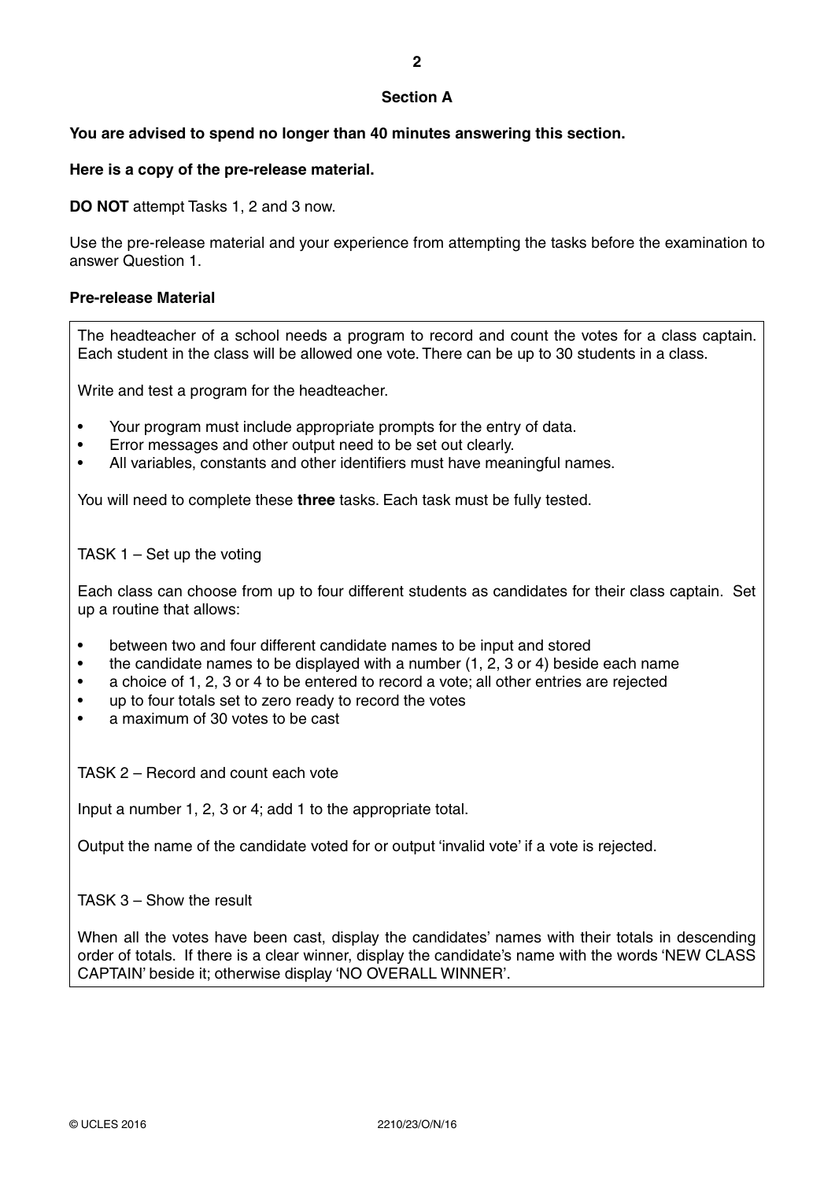## Section A

**You are advised to spend no longer than 40 minutes answering this section.**

**Here is a copy of the pre-release material.**

**DO NOT** attempt Tasks 1, 2 and 3 now.

Use the pre-release material and your experience from attempting the tasks before the examination to answer Question 1.

**Pre-release Material**

The headteacher of a school needs a program to record and count the votes for a class captain. Each student in the class will be allowed one vote. There can be up to 30 students in a class.

Write and test a program for the headteacher.

- Your program must include appropriate prompts for the entry of data.
- Error messages and other output need to be set out clearly.
- All variables, constants and other identifiers must have meaningful names.

You will need to complete these **three** tasks. Each task must be fully tested.

TASK 1 – Set up the voting

Each class can choose from up to four different students as candidates for their class captain. Set up a routine that allows:

- between two and four different candidate names to be input and stored
- the candidate names to be displayed with a number (1, 2, 3 or 4) beside each name
- a choice of 1, 2, 3 or 4 to be entered to record a vote; all other entries are rejected
- up to four totals set to zero ready to record the votes
- a maximum of 30 votes to be cast

TASK 2 – Record and count each vote

Input a number 1, 2, 3 or 4; add 1 to the appropriate total.

Output the name of the candidate voted for or output 'invalid vote' if a vote is rejected.

TASK 3 – Show the result

When all the votes have been cast, display the candidates' names with their totals in descending order of totals. If there is a clear winner, display the candidate's name with the words 'NEW CLASS CAPTAIN' beside it; otherwise display 'NO OVERALL WINNER'.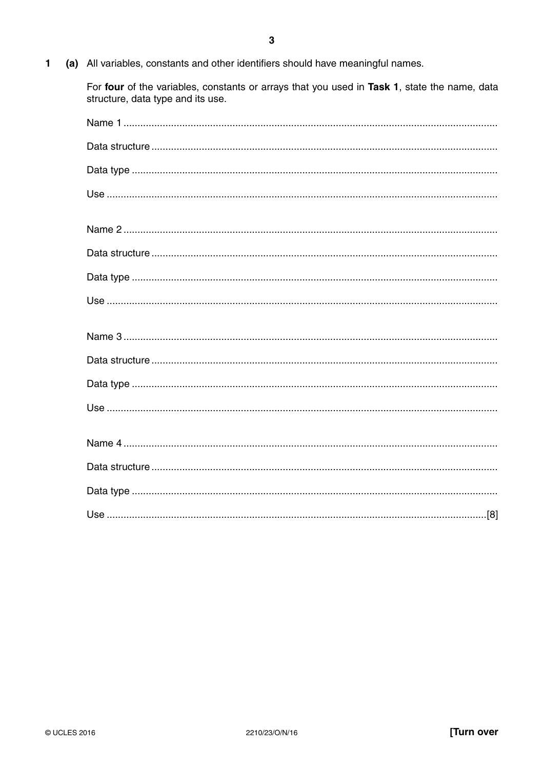1 (a) All variables, constants and other identifiers should have meaningful names.

For **four** of the variables, constants or arrays that you used in **Task 1**, state the name, data structure, data type and its use.

Name 1 ..........................................................................................................................

Data structure ..........................................................................................................................

Data type ..........................................................................................................................

Use ..........................................................................................................................

Name 2 ..........................................................................................................................

Data structure ..........................................................................................................................

Data type ..........................................................................................................................

Use ..........................................................................................................................

Name 3 ..........................................................................................................................

Data structure ..........................................................................................................................

Data type ..........................................................................................................................

Use ..........................................................................................................................

Name 4 ..........................................................................................................................

Data structure ..........................................................................................................................

Data type ..........................................................................................................................

Use ..........................................................................................................................[8]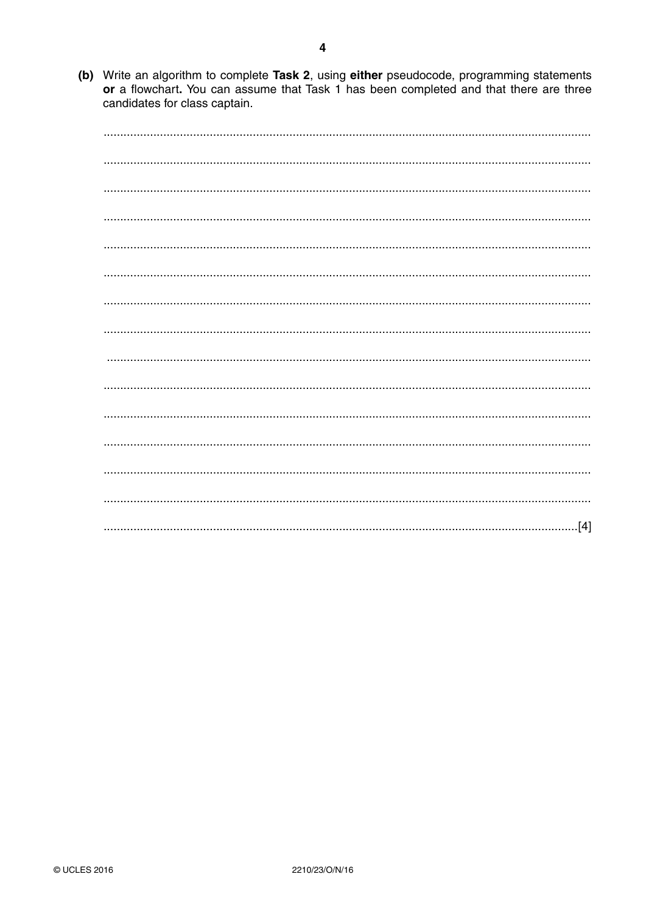**(b)** Write an algorithm to complete **Task 2**, using **either** pseudocode, programming statements **or** a flowchart**.** You can assume that Task 1 has been completed and that there are three candidates for class captain.

..................................................................................................................................................

..................................................................................................................................................

..................................................................................................................................................

..................................................................................................................................................

..................................................................................................................................................

..................................................................................................................................................

..................................................................................................................................................

..................................................................................................................................................

..................................................................................................................................................

..................................................................................................................................................

..................................................................................................................................................

..................................................................................................................................................

..................................................................................................................................................

..................................................................................................................................................

..............................................................................................................................................[4]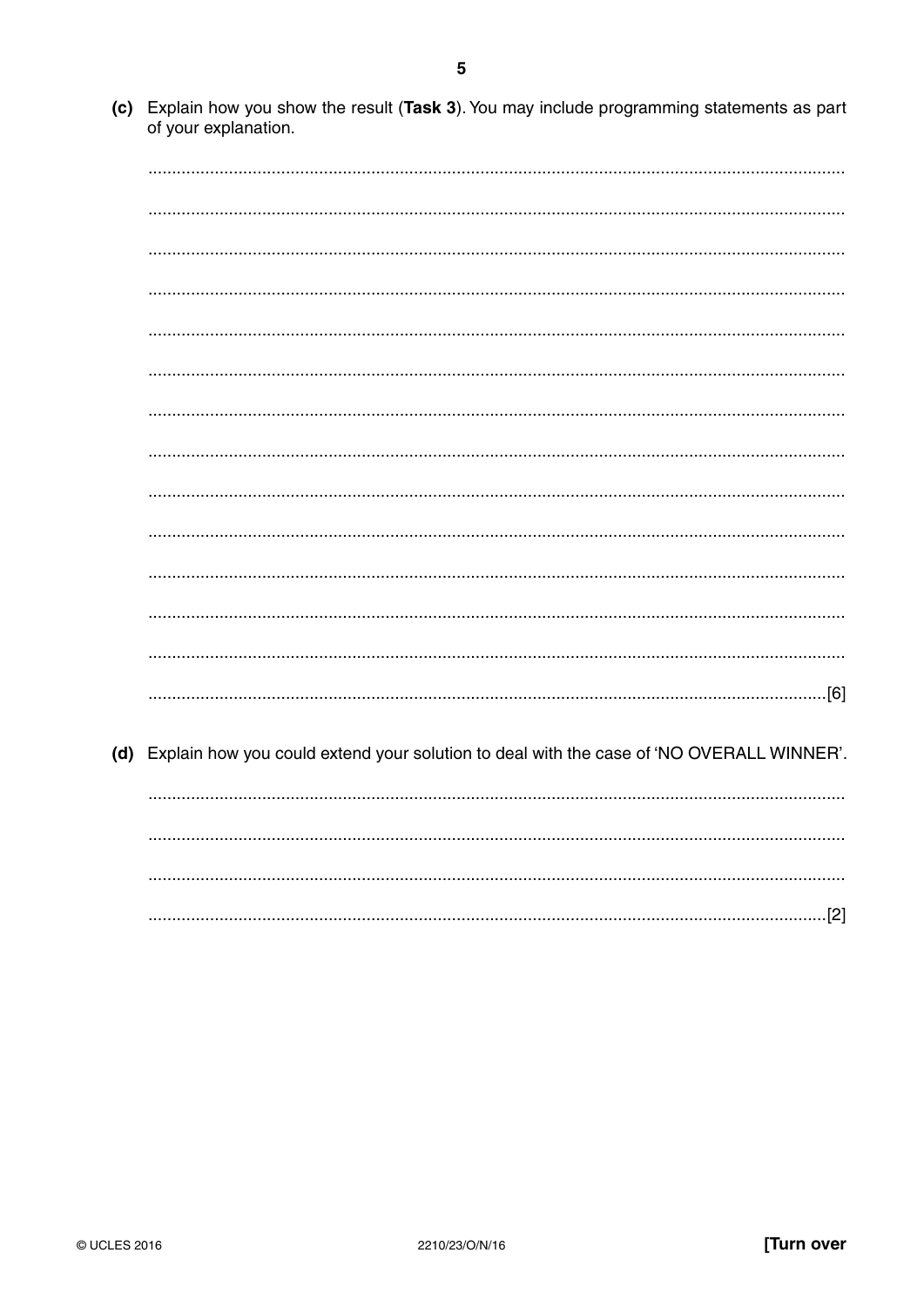(c) Explain how you show the result (**Task 3**). You may include programming statements as part of your explanation.

..........................................................................................................................................

..........................................................................................................................................

..........................................................................................................................................

..........................................................................................................................................

..........................................................................................................................................

..........................................................................................................................................

..........................................................................................................................................

..........................................................................................................................................

..........................................................................................................................................

..........................................................................................................................................

..........................................................................................................................................

..........................................................................................................................................

..........................................................................................................................................

....................................................................................................................................[6]

(d) Explain how you could extend your solution to deal with the case of 'NO OVERALL WINNER'.

..........................................................................................................................................

..........................................................................................................................................

..........................................................................................................................................

....................................................................................................................................[2]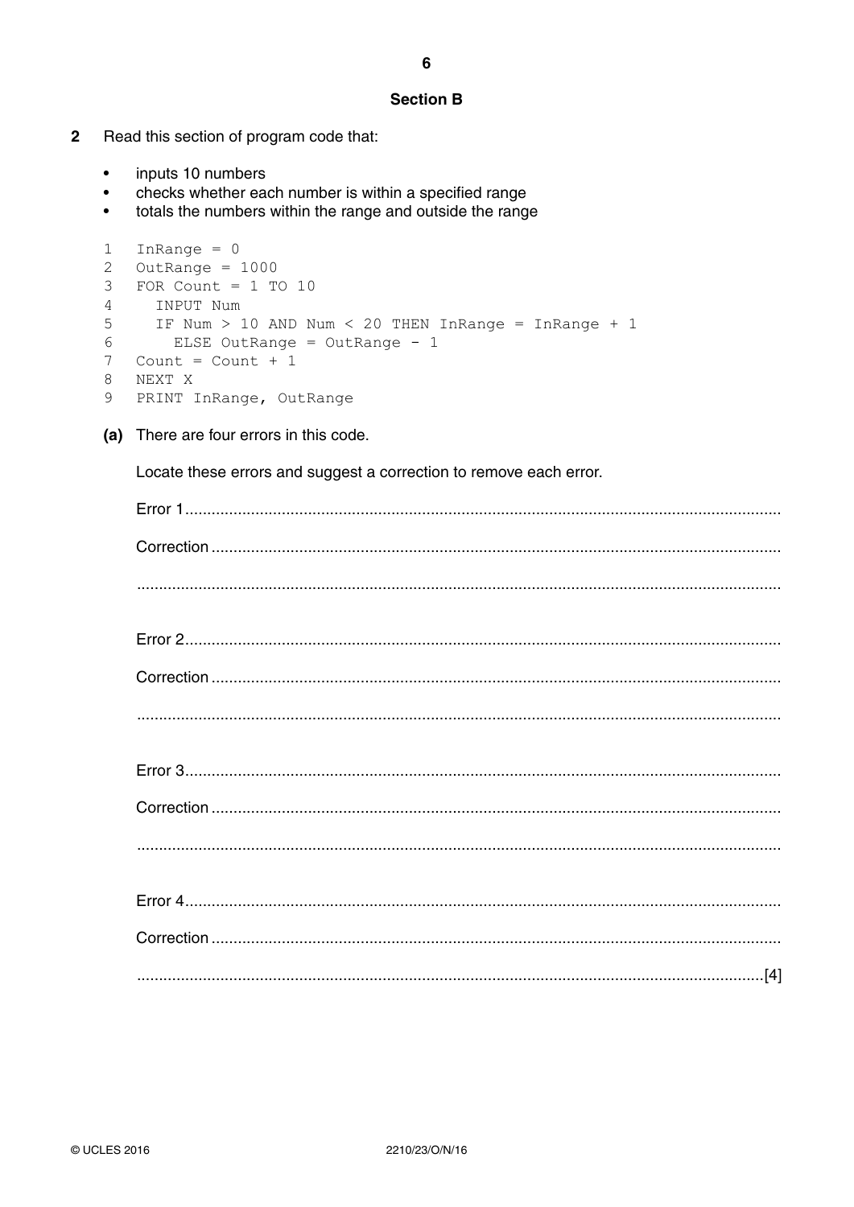## Section B

**2** Read this section of program code that:

- inputs 10 numbers
- checks whether each number is within a specified range
- totals the numbers within the range and outside the range

```
1  InRange = 0
2  OutRange = 1000
3  FOR Count = 1 TO 10
4    INPUT Num
5    IF Num > 10 AND Num < 20 THEN InRange = InRange + 1
6      ELSE OutRange = OutRange - 1
7  Count = Count + 1
8  NEXT X
9  PRINT InRange, OutRange
```

**(a)** There are four errors in this code.

Locate these errors and suggest a correction to remove each error.

Error 1 .......................................................................................................................................

Correction ...................................................................................................................................

.....................................................................................................................................................

Error 2 .......................................................................................................................................

Correction ...................................................................................................................................

.....................................................................................................................................................

Error 3 .......................................................................................................................................

Correction ...................................................................................................................................

.....................................................................................................................................................

Error 4 .......................................................................................................................................

Correction ...................................................................................................................................

..................................................................................................................................................[4]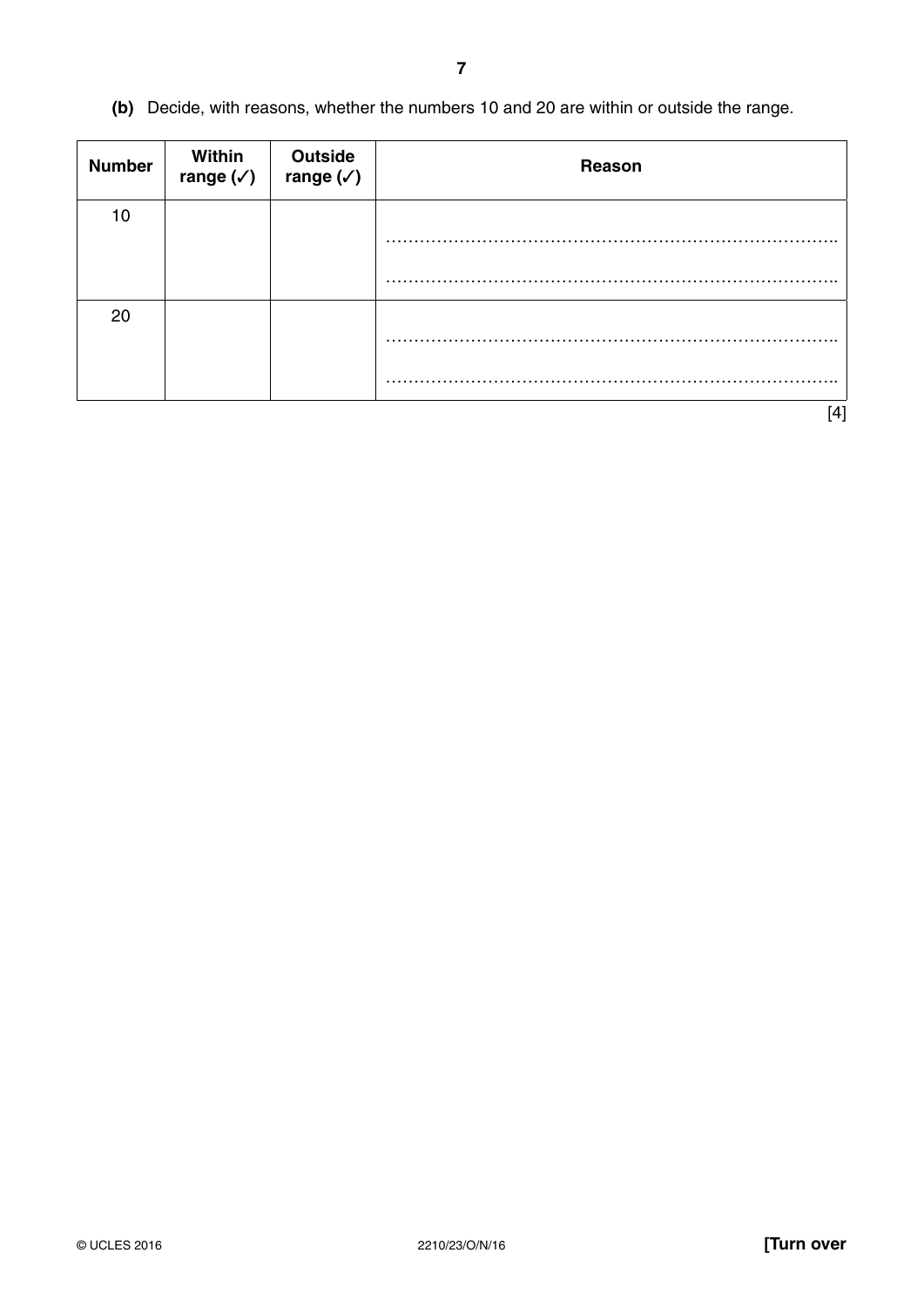**(b)** Decide, with reasons, whether the numbers 10 and 20 are within or outside the range.

| Number | Within range (✓) | Outside range (✓) | Reason |
|---|---|---|---|
| 10 | | | ……………………………………………………………………..<br>…………………………………………………………………….. |
| 20 | | | ……………………………………………………………………..<br>…………………………………………………………………….. |

[4]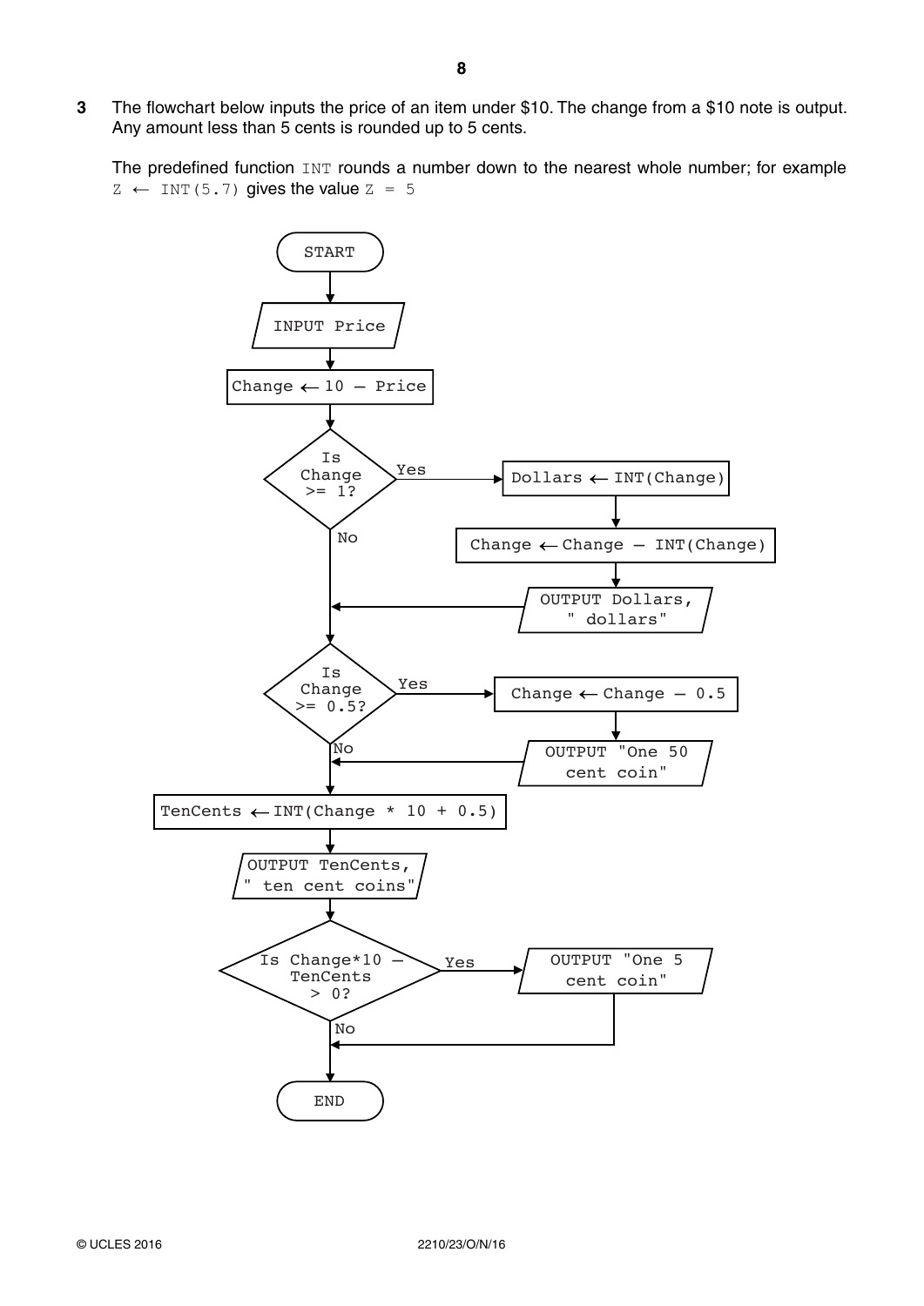**3** The flowchart below inputs the price of an item under $10. The change from a $10 note is output. Any amount less than 5 cents is rounded up to 5 cents.

The predefined function `INT` rounds a number down to the nearest whole number; for example `Z ← INT(5.7)` gives the value `Z = 5`

```
START
  |
INPUT Price
  |
Change ← 10 – Price
  |
Is Change >= 1? --Yes--> Dollars ← INT(Change)
  |                        |
  No                     Change ← Change – INT(Change)
  |                        |
  |                      OUTPUT Dollars, " dollars"
  |<-----------------------|
  |
Is Change >= 0.5? --Yes--> Change ← Change – 0.5
  |                          |
  No                       OUTPUT "One 50 cent coin"
  |<-------------------------|
  |
TenCents ← INT(Change * 10 + 0.5)
  |
OUTPUT TenCents, " ten cent coins"
  |
Is Change*10 – TenCents > 0? --Yes--> OUTPUT "One 5 cent coin"
  |                                     |
  No                                    |
  |<------------------------------------|
  |
END
```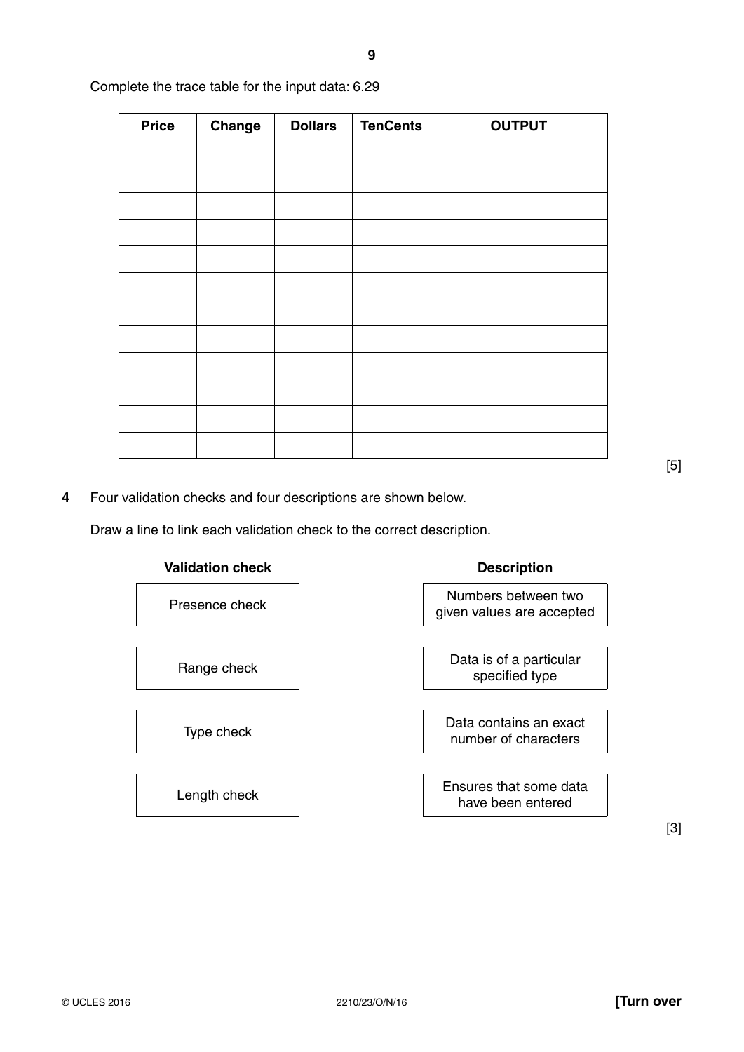Complete the trace table for the input data: 6.29

| Price | Change | Dollars | TenCents | OUTPUT |
|---|---|---|---|---|
| | | | | |
| | | | | |
| | | | | |
| | | | | |
| | | | | |
| | | | | |
| | | | | |
| | | | | |
| | | | | |
| | | | | |
| | | | | |
| | | | | |

[5]

**4** Four validation checks and four descriptions are shown below.

Draw a line to link each validation check to the correct description.

| Validation check | Description |
|---|---|
| Presence check | Numbers between two given values are accepted |
| Range check | Data is of a particular specified type |
| Type check | Data contains an exact number of characters |
| Length check | Ensures that some data have been entered |

[3]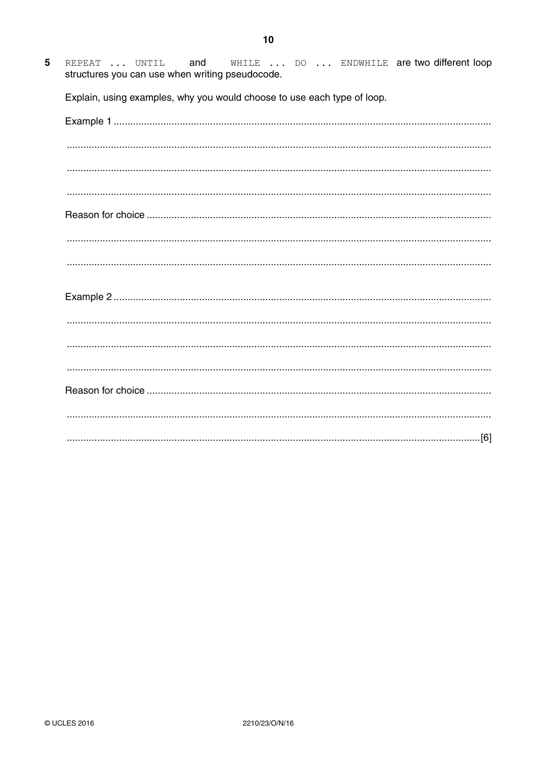**5** `REPEAT ... UNTIL` and `WHILE ... DO ... ENDWHILE` are two different loop structures you can use when writing pseudocode.

Explain, using examples, why you would choose to use each type of loop.

Example 1 ..................................................................................................................................

..................................................................................................................................

..................................................................................................................................

..................................................................................................................................

Reason for choice ..................................................................................................................

..................................................................................................................................

..................................................................................................................................

Example 2 ..................................................................................................................................

..................................................................................................................................

..................................................................................................................................

..................................................................................................................................

Reason for choice ..................................................................................................................

..................................................................................................................................

..................................................................................................................................[6]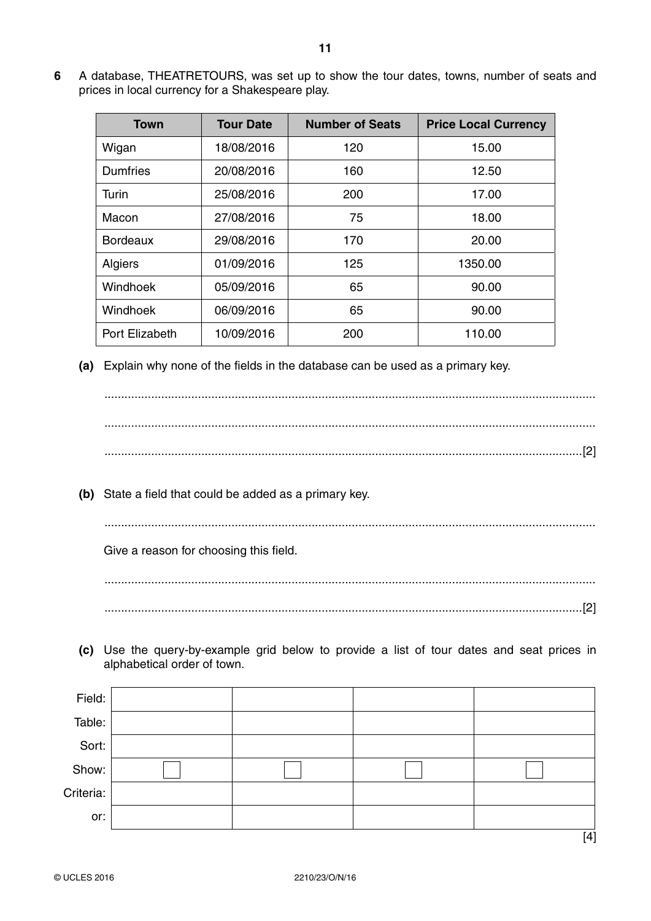**6** A database, THEATRETOURS, was set up to show the tour dates, towns, number of seats and prices in local currency for a Shakespeare play.

| Town | Tour Date | Number of Seats | Price Local Currency |
|---|---|---|---|
| Wigan | 18/08/2016 | 120 | 15.00 |
| Dumfries | 20/08/2016 | 160 | 12.50 |
| Turin | 25/08/2016 | 200 | 17.00 |
| Macon | 27/08/2016 | 75 | 18.00 |
| Bordeaux | 29/08/2016 | 170 | 20.00 |
| Algiers | 01/09/2016 | 125 | 1350.00 |
| Windhoek | 05/09/2016 | 65 | 90.00 |
| Windhoek | 06/09/2016 | 65 | 90.00 |
| Port Elizabeth | 10/09/2016 | 200 | 110.00 |

**(a)** Explain why none of the fields in the database can be used as a primary key.

..........................................................................................................................................

..........................................................................................................................................

.......................................................................................................................................[2]

**(b)** State a field that could be added as a primary key.

..........................................................................................................................................

Give a reason for choosing this field.

..........................................................................................................................................

.......................................................................................................................................[2]

**(c)** Use the query-by-example grid below to provide a list of tour dates and seat prices in alphabetical order of town.

| | | | | |
|---|---|---|---|---|
| Field: | | | | |
| Table: | | | | |
| Sort: | | | | |
| Show: | ☐ | ☐ | ☐ | ☐ |
| Criteria: | | | | |
| or: | | | | |

[4]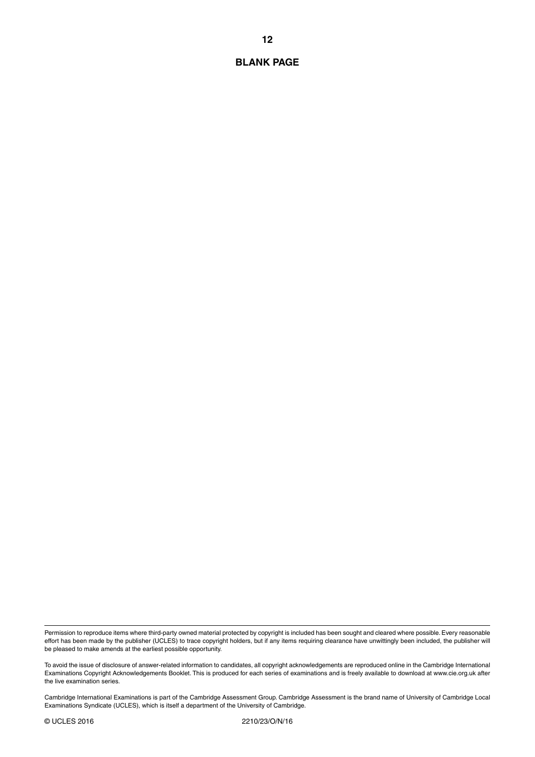**BLANK PAGE**

Permission to reproduce items where third-party owned material protected by copyright is included has been sought and cleared where possible. Every reasonable effort has been made by the publisher (UCLES) to trace copyright holders, but if any items requiring clearance have unwittingly been included, the publisher will be pleased to make amends at the earliest possible opportunity.

To avoid the issue of disclosure of answer-related information to candidates, all copyright acknowledgements are reproduced online in the Cambridge International Examinations Copyright Acknowledgements Booklet. This is produced for each series of examinations and is freely available to download at www.cie.org.uk after the live examination series.

Cambridge International Examinations is part of the Cambridge Assessment Group. Cambridge Assessment is the brand name of University of Cambridge Local Examinations Syndicate (UCLES), which is itself a department of the University of Cambridge.

© UCLES 2016 2210/23/O/N/16